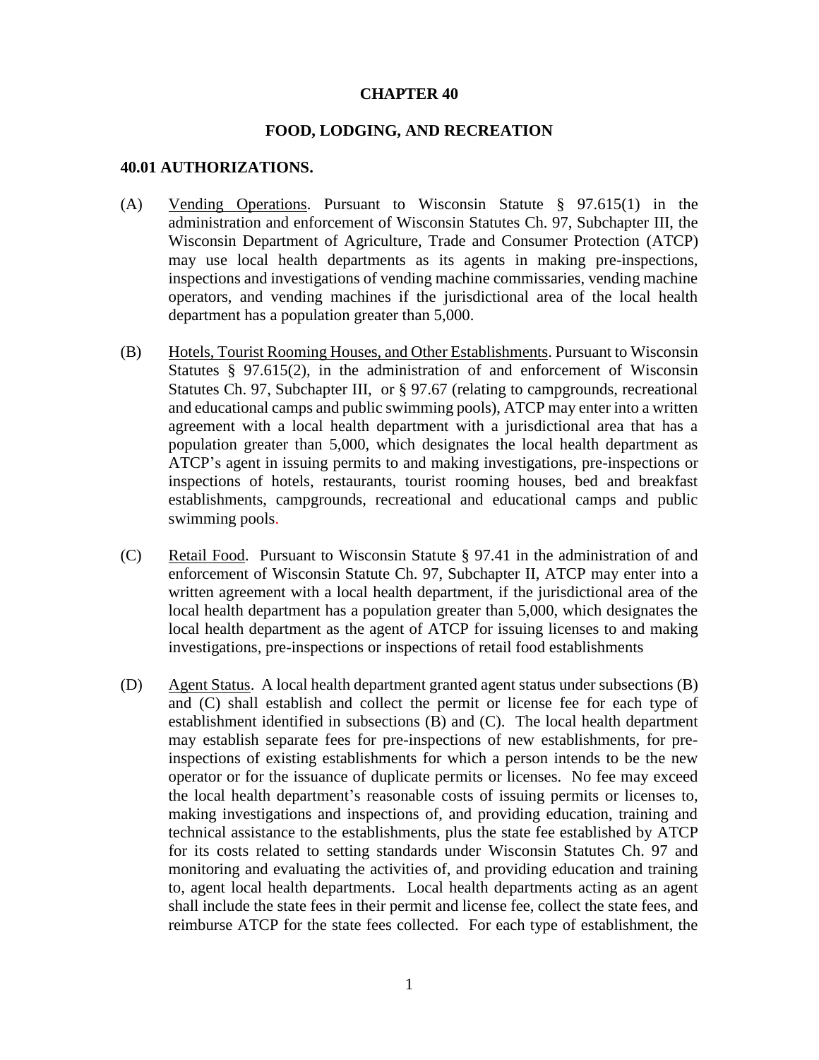# CHAPTER 40

## FOOD, LODGING, AND RECREATION

### 40.01 AUTHORIZATIONS.

(A) Vending Operations. Pursuant to Wisconsin Statute § 97.615(1) in the administration and enforcement of Wisconsin Statutes Ch. 97, Subchapter III, the Wisconsin Department of Agriculture, Trade and Consumer Protection (ATCP) may use local health departments as its agents in making pre-inspections, inspections and investigations of vending machine commissaries, vending machine operators, and vending machines if the jurisdictional area of the local health department has a population greater than 5,000.

(B) Hotels, Tourist Rooming Houses, and Other Establishments. Pursuant to Wisconsin Statutes § 97.615(2), in the administration of and enforcement of Wisconsin Statutes Ch. 97, Subchapter III, or § 97.67 (relating to campgrounds, recreational and educational camps and public swimming pools), ATCP may enter into a written agreement with a local health department with a jurisdictional area that has a population greater than 5,000, which designates the local health department as ATCP's agent in issuing permits to and making investigations, pre-inspections or inspections of hotels, restaurants, tourist rooming houses, bed and breakfast establishments, campgrounds, recreational and educational camps and public swimming pools.

(C) Retail Food. Pursuant to Wisconsin Statute § 97.41 in the administration of and enforcement of Wisconsin Statute Ch. 97, Subchapter II, ATCP may enter into a written agreement with a local health department, if the jurisdictional area of the local health department has a population greater than 5,000, which designates the local health department as the agent of ATCP for issuing licenses to and making investigations, pre-inspections or inspections of retail food establishments

(D) Agent Status. A local health department granted agent status under subsections (B) and (C) shall establish and collect the permit or license fee for each type of establishment identified in subsections (B) and (C). The local health department may establish separate fees for pre-inspections of new establishments, for pre-inspections of existing establishments for which a person intends to be the new operator or for the issuance of duplicate permits or licenses. No fee may exceed the local health department's reasonable costs of issuing permits or licenses to, making investigations and inspections of, and providing education, training and technical assistance to the establishments, plus the state fee established by ATCP for its costs related to setting standards under Wisconsin Statutes Ch. 97 and monitoring and evaluating the activities of, and providing education and training to, agent local health departments. Local health departments acting as an agent shall include the state fees in their permit and license fee, collect the state fees, and reimburse ATCP for the state fees collected. For each type of establishment, the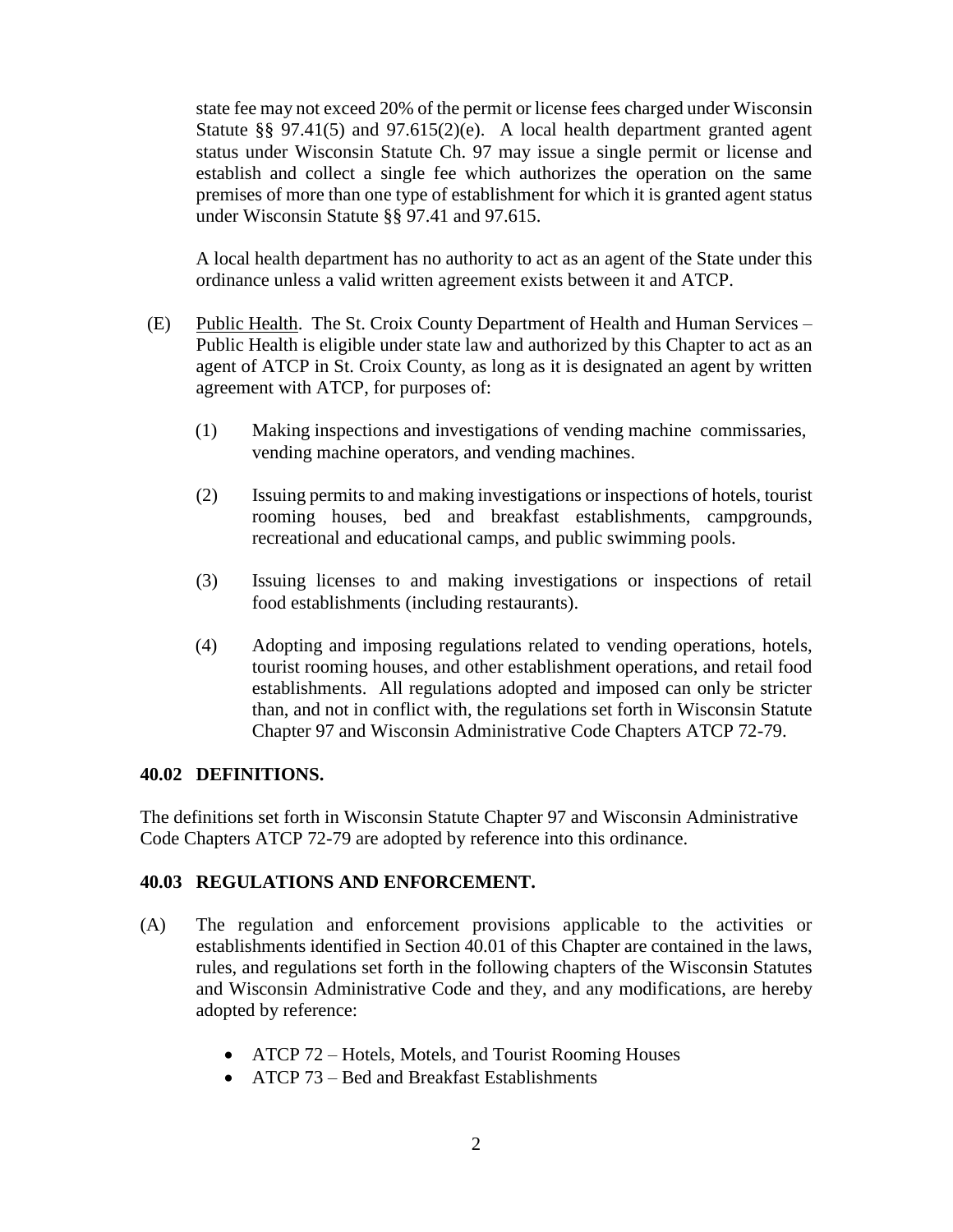state fee may not exceed 20% of the permit or license fees charged under Wisconsin Statute §§ 97.41(5) and 97.615(2)(e). A local health department granted agent status under Wisconsin Statute Ch. 97 may issue a single permit or license and establish and collect a single fee which authorizes the operation on the same premises of more than one type of establishment for which it is granted agent status under Wisconsin Statute §§ 97.41 and 97.615.

A local health department has no authority to act as an agent of the State under this ordinance unless a valid written agreement exists between it and ATCP.

(E) Public Health. The St. Croix County Department of Health and Human Services – Public Health is eligible under state law and authorized by this Chapter to act as an agent of ATCP in St. Croix County, as long as it is designated an agent by written agreement with ATCP, for purposes of:

(1) Making inspections and investigations of vending machine commissaries, vending machine operators, and vending machines.

(2) Issuing permits to and making investigations or inspections of hotels, tourist rooming houses, bed and breakfast establishments, campgrounds, recreational and educational camps, and public swimming pools.

(3) Issuing licenses to and making investigations or inspections of retail food establishments (including restaurants).

(4) Adopting and imposing regulations related to vending operations, hotels, tourist rooming houses, and other establishment operations, and retail food establishments. All regulations adopted and imposed can only be stricter than, and not in conflict with, the regulations set forth in Wisconsin Statute Chapter 97 and Wisconsin Administrative Code Chapters ATCP 72-79.

**40.02 DEFINITIONS.**

The definitions set forth in Wisconsin Statute Chapter 97 and Wisconsin Administrative Code Chapters ATCP 72-79 are adopted by reference into this ordinance.

**40.03 REGULATIONS AND ENFORCEMENT.**

(A) The regulation and enforcement provisions applicable to the activities or establishments identified in Section 40.01 of this Chapter are contained in the laws, rules, and regulations set forth in the following chapters of the Wisconsin Statutes and Wisconsin Administrative Code and they, and any modifications, are hereby adopted by reference:

- ATCP 72 – Hotels, Motels, and Tourist Rooming Houses
- ATCP 73 – Bed and Breakfast Establishments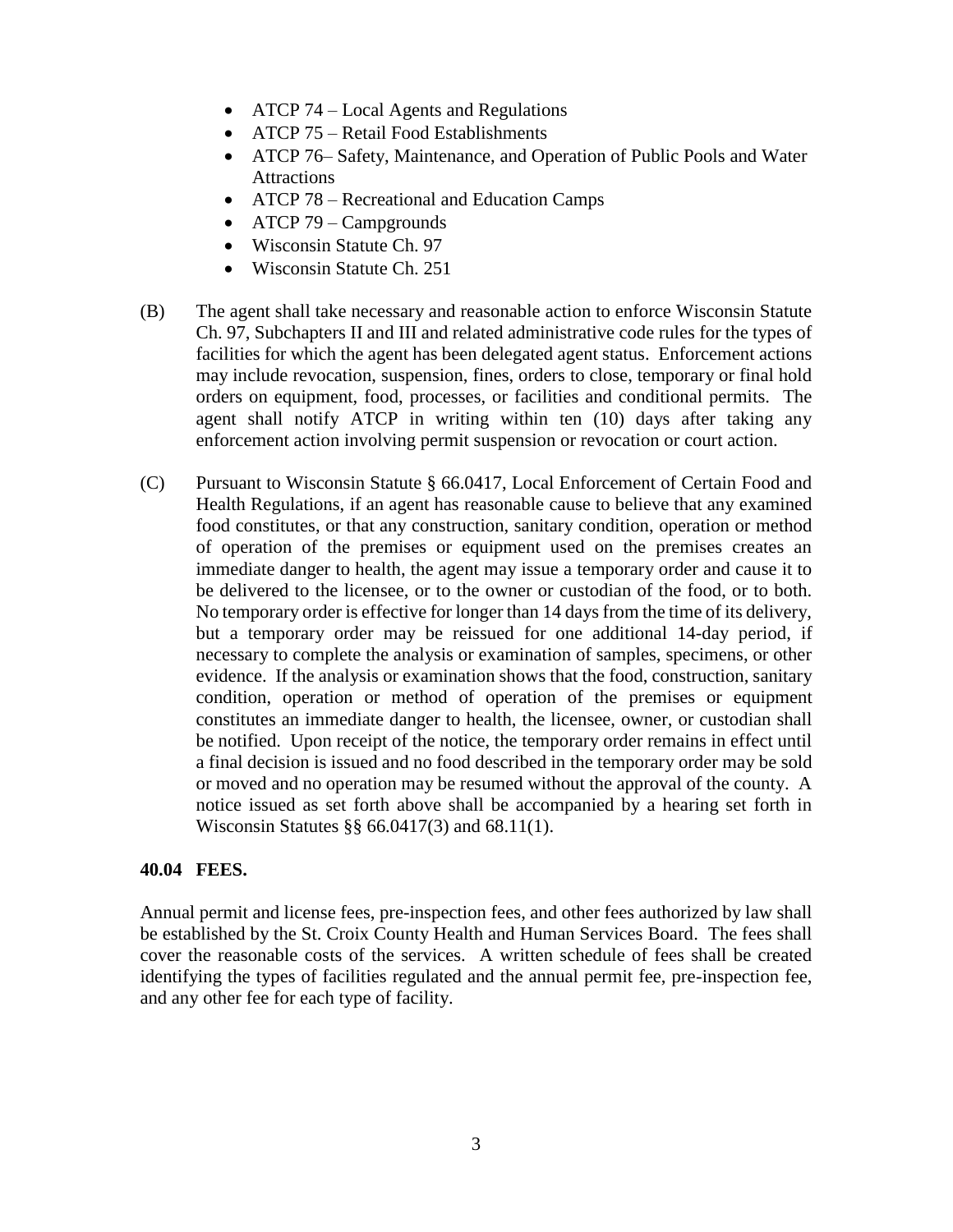- ATCP 74 – Local Agents and Regulations
- ATCP 75 – Retail Food Establishments
- ATCP 76– Safety, Maintenance, and Operation of Public Pools and Water Attractions
- ATCP 78 – Recreational and Education Camps
- ATCP 79 – Campgrounds
- Wisconsin Statute Ch. 97
- Wisconsin Statute Ch. 251

(B) The agent shall take necessary and reasonable action to enforce Wisconsin Statute Ch. 97, Subchapters II and III and related administrative code rules for the types of facilities for which the agent has been delegated agent status. Enforcement actions may include revocation, suspension, fines, orders to close, temporary or final hold orders on equipment, food, processes, or facilities and conditional permits. The agent shall notify ATCP in writing within ten (10) days after taking any enforcement action involving permit suspension or revocation or court action.

(C) Pursuant to Wisconsin Statute § 66.0417, Local Enforcement of Certain Food and Health Regulations, if an agent has reasonable cause to believe that any examined food constitutes, or that any construction, sanitary condition, operation or method of operation of the premises or equipment used on the premises creates an immediate danger to health, the agent may issue a temporary order and cause it to be delivered to the licensee, or to the owner or custodian of the food, or to both. No temporary order is effective for longer than 14 days from the time of its delivery, but a temporary order may be reissued for one additional 14-day period, if necessary to complete the analysis or examination of samples, specimens, or other evidence. If the analysis or examination shows that the food, construction, sanitary condition, operation or method of operation of the premises or equipment constitutes an immediate danger to health, the licensee, owner, or custodian shall be notified. Upon receipt of the notice, the temporary order remains in effect until a final decision is issued and no food described in the temporary order may be sold or moved and no operation may be resumed without the approval of the county. A notice issued as set forth above shall be accompanied by a hearing set forth in Wisconsin Statutes §§ 66.0417(3) and 68.11(1).

**40.04 FEES.**

Annual permit and license fees, pre-inspection fees, and other fees authorized by law shall be established by the St. Croix County Health and Human Services Board. The fees shall cover the reasonable costs of the services. A written schedule of fees shall be created identifying the types of facilities regulated and the annual permit fee, pre-inspection fee, and any other fee for each type of facility.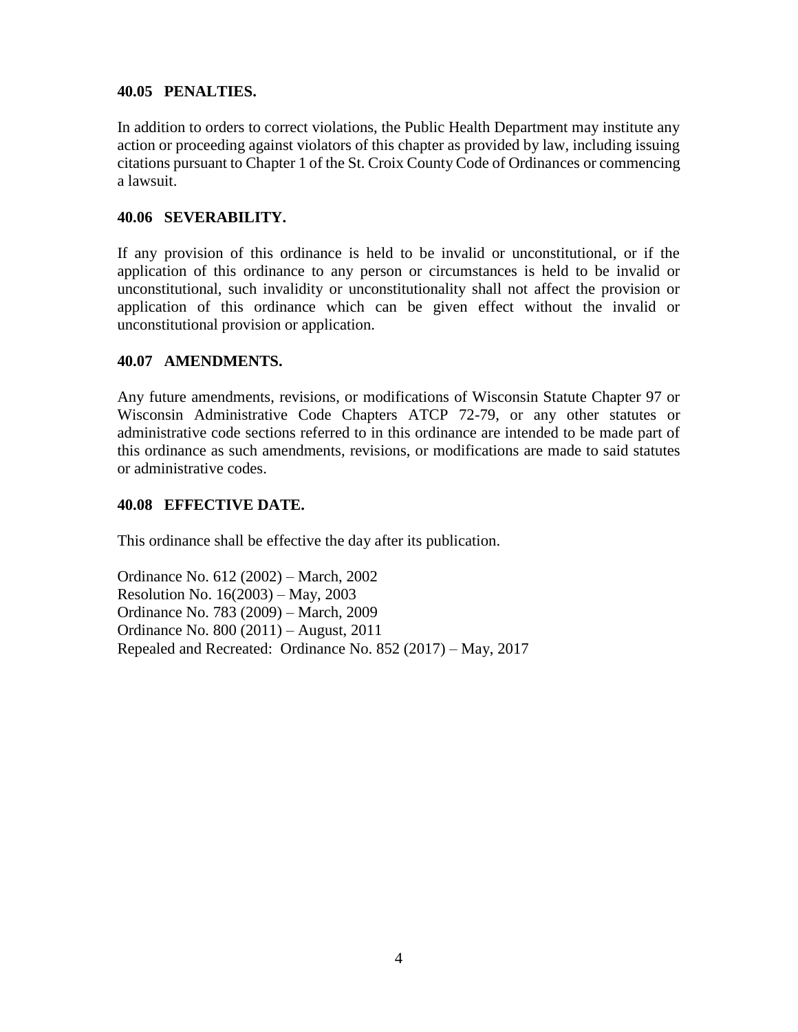### 40.05 PENALTIES.

In addition to orders to correct violations, the Public Health Department may institute any action or proceeding against violators of this chapter as provided by law, including issuing citations pursuant to Chapter 1 of the St. Croix County Code of Ordinances or commencing a lawsuit.

### 40.06 SEVERABILITY.

If any provision of this ordinance is held to be invalid or unconstitutional, or if the application of this ordinance to any person or circumstances is held to be invalid or unconstitutional, such invalidity or unconstitutionality shall not affect the provision or application of this ordinance which can be given effect without the invalid or unconstitutional provision or application.

### 40.07 AMENDMENTS.

Any future amendments, revisions, or modifications of Wisconsin Statute Chapter 97 or Wisconsin Administrative Code Chapters ATCP 72-79, or any other statutes or administrative code sections referred to in this ordinance are intended to be made part of this ordinance as such amendments, revisions, or modifications are made to said statutes or administrative codes.

### 40.08 EFFECTIVE DATE.

This ordinance shall be effective the day after its publication.

Ordinance No. 612 (2002) – March, 2002
Resolution No. 16(2003) – May, 2003
Ordinance No. 783 (2009) – March, 2009
Ordinance No. 800 (2011) – August, 2011
Repealed and Recreated: Ordinance No. 852 (2017) – May, 2017